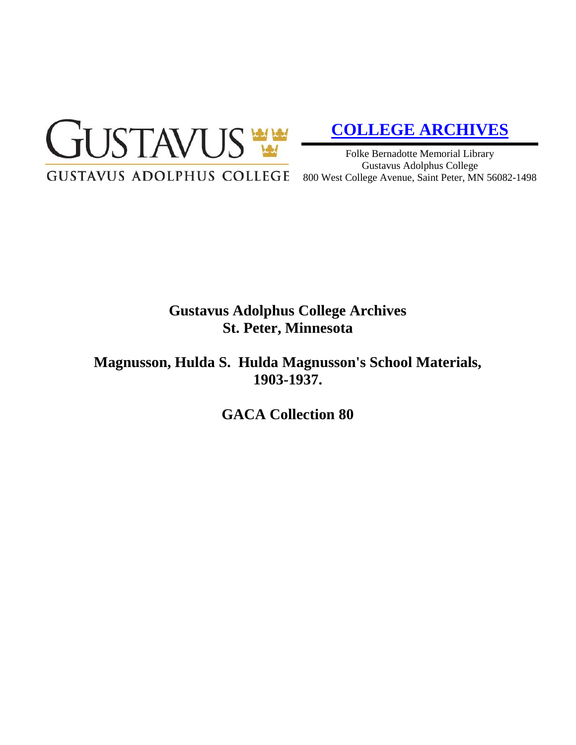GUSTAVUS

GUSTAVUS ADOLPHUS COLLEGE

## COLLEGE ARCHIVES

Folke Bernadotte Memorial Library
Gustavus Adolphus College
800 West College Avenue, Saint Peter, MN 56082-1498

# Gustavus Adolphus College Archives
# St. Peter, Minnesota

# Magnusson, Hulda S. Hulda Magnusson's School Materials, 1903-1937.

# GACA Collection 80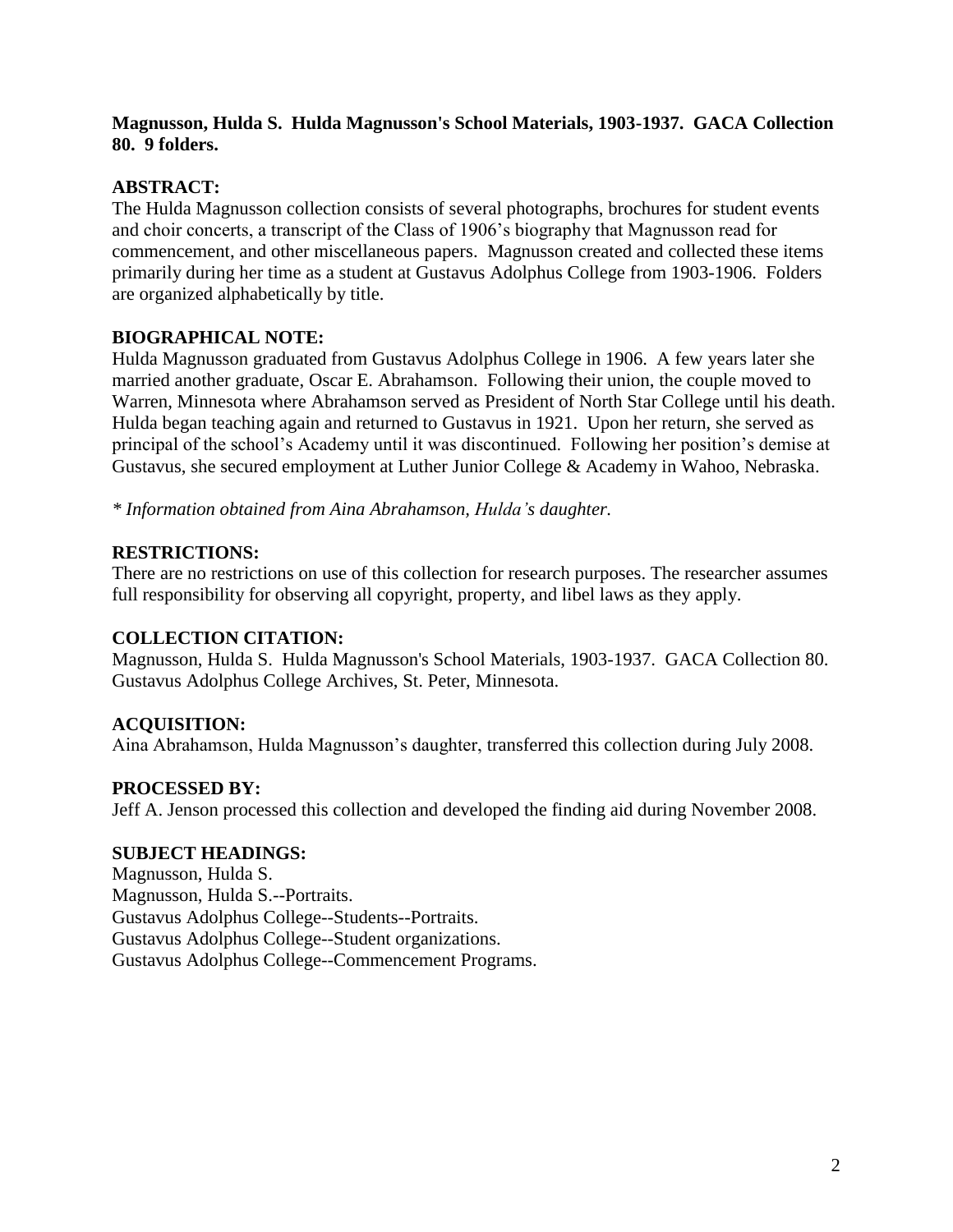**Magnusson, Hulda S. Hulda Magnusson's School Materials, 1903-1937. GACA Collection 80. 9 folders.**

## ABSTRACT:

The Hulda Magnusson collection consists of several photographs, brochures for student events and choir concerts, a transcript of the Class of 1906's biography that Magnusson read for commencement, and other miscellaneous papers. Magnusson created and collected these items primarily during her time as a student at Gustavus Adolphus College from 1903-1906. Folders are organized alphabetically by title.

## BIOGRAPHICAL NOTE:

Hulda Magnusson graduated from Gustavus Adolphus College in 1906. A few years later she married another graduate, Oscar E. Abrahamson. Following their union, the couple moved to Warren, Minnesota where Abrahamson served as President of North Star College until his death. Hulda began teaching again and returned to Gustavus in 1921. Upon her return, she served as principal of the school's Academy until it was discontinued. Following her position's demise at Gustavus, she secured employment at Luther Junior College & Academy in Wahoo, Nebraska.

*\* Information obtained from Aina Abrahamson, Hulda's daughter.*

## RESTRICTIONS:

There are no restrictions on use of this collection for research purposes. The researcher assumes full responsibility for observing all copyright, property, and libel laws as they apply.

## COLLECTION CITATION:

Magnusson, Hulda S. Hulda Magnusson's School Materials, 1903-1937. GACA Collection 80. Gustavus Adolphus College Archives, St. Peter, Minnesota.

## ACQUISITION:

Aina Abrahamson, Hulda Magnusson's daughter, transferred this collection during July 2008.

## PROCESSED BY:

Jeff A. Jenson processed this collection and developed the finding aid during November 2008.

## SUBJECT HEADINGS:

Magnusson, Hulda S.
Magnusson, Hulda S.--Portraits.
Gustavus Adolphus College--Students--Portraits.
Gustavus Adolphus College--Student organizations.
Gustavus Adolphus College--Commencement Programs.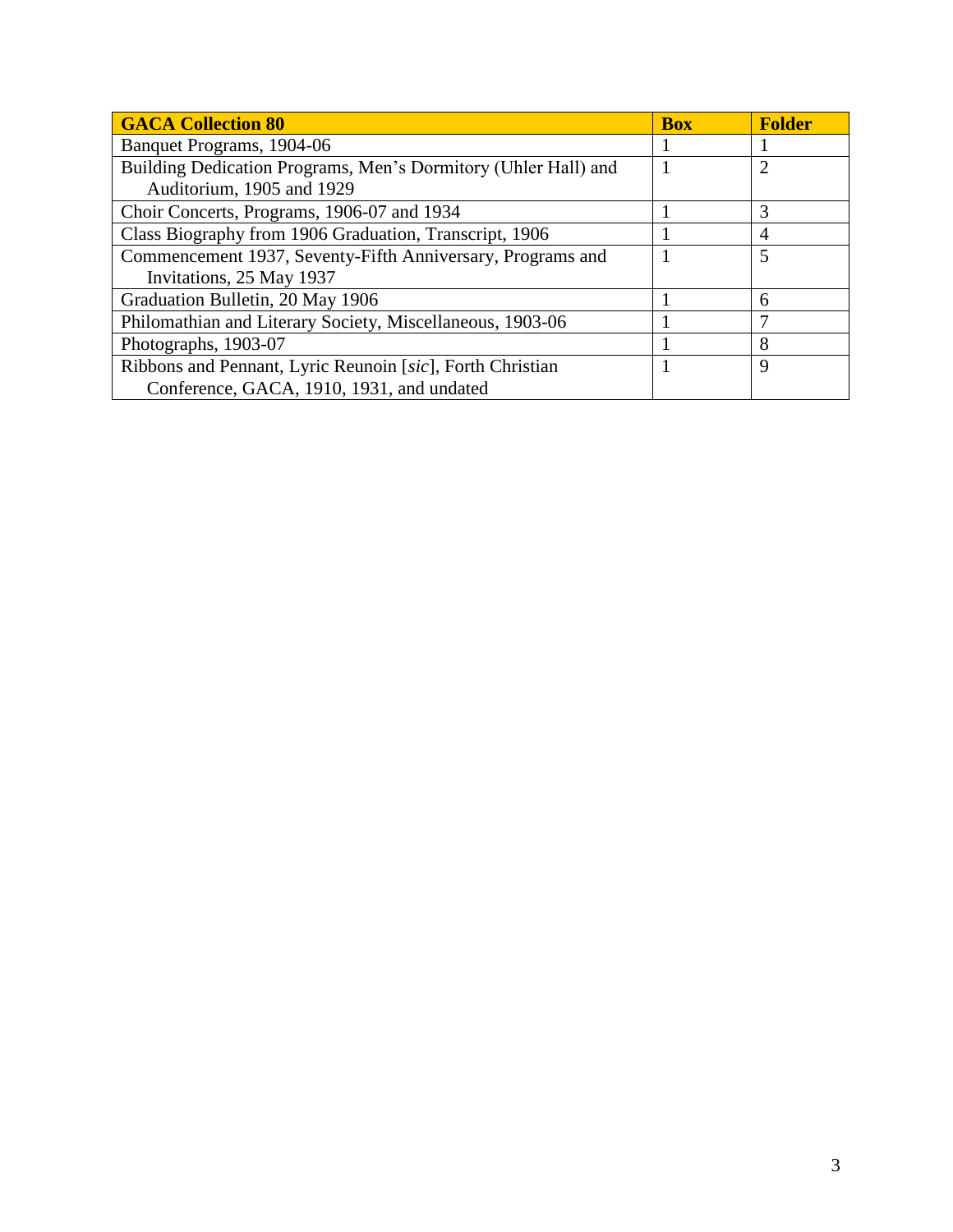| GACA Collection 80 | Box | Folder |
|---|---|---|
| Banquet Programs, 1904-06 | 1 | 1 |
| Building Dedication Programs, Men's Dormitory (Uhler Hall) and Auditorium, 1905 and 1929 | 1 | 2 |
| Choir Concerts, Programs, 1906-07 and 1934 | 1 | 3 |
| Class Biography from 1906 Graduation, Transcript, 1906 | 1 | 4 |
| Commencement 1937, Seventy-Fifth Anniversary, Programs and Invitations, 25 May 1937 | 1 | 5 |
| Graduation Bulletin, 20 May 1906 | 1 | 6 |
| Philomathian and Literary Society, Miscellaneous, 1903-06 | 1 | 7 |
| Photographs, 1903-07 | 1 | 8 |
| Ribbons and Pennant, Lyric Reunoin [*sic*], Forth Christian Conference, GACA, 1910, 1931, and undated | 1 | 9 |